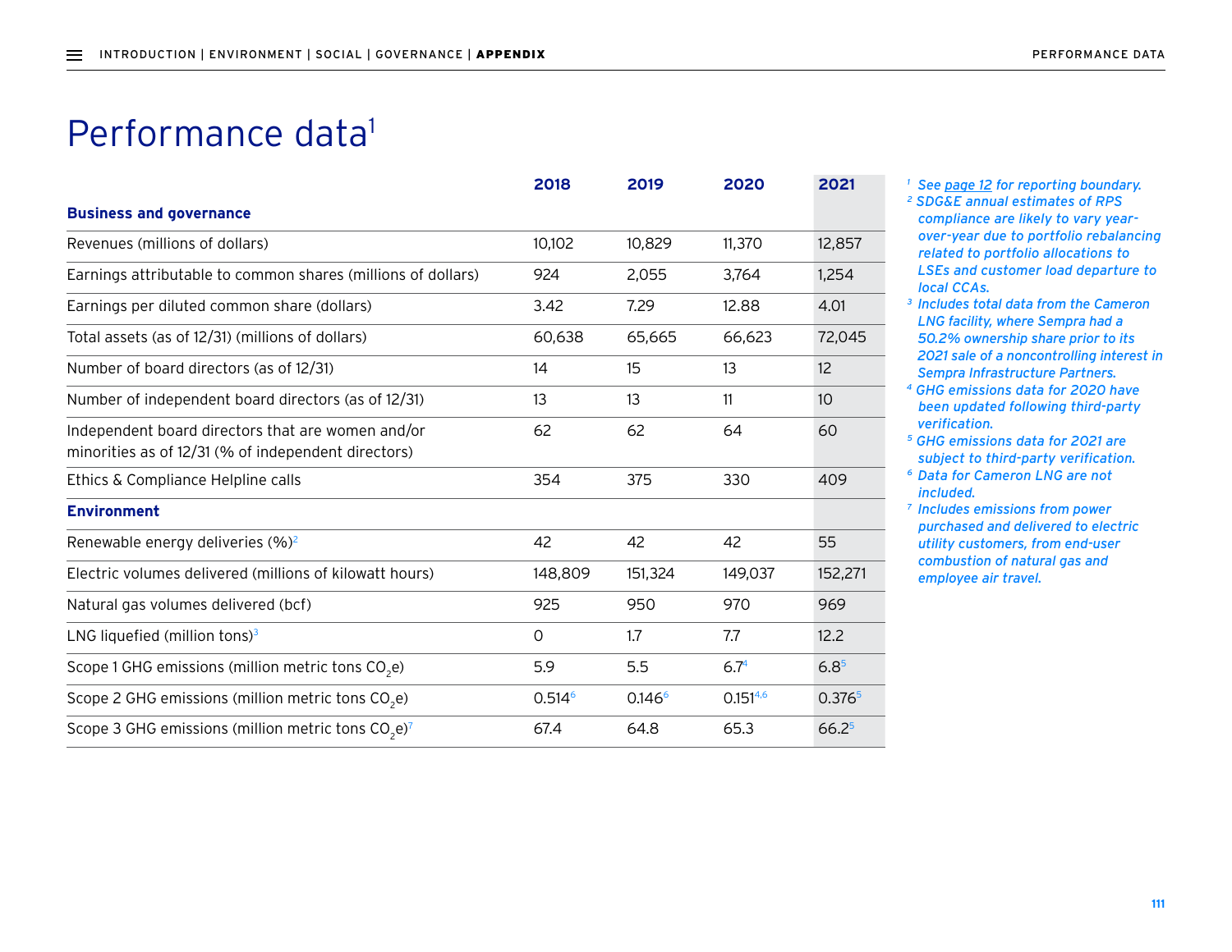# Performance data[1]

| | 2018 | 2019 | 2020 | 2021 |
|---|---|---|---|---|
| **Business and governance** | | | | |
| Revenues (millions of dollars) | 10,102 | 10,829 | 11,370 | 12,857 |
| Earnings attributable to common shares (millions of dollars) | 924 | 2,055 | 3,764 | 1,254 |
| Earnings per diluted common share (dollars) | 3.42 | 7.29 | 12.88 | 4.01 |
| Total assets (as of 12/31) (millions of dollars) | 60,638 | 65,665 | 66,623 | 72,045 |
| Number of board directors (as of 12/31) | 14 | 15 | 13 | 12 |
| Number of independent board directors (as of 12/31) | 13 | 13 | 11 | 10 |
| Independent board directors that are women and/or minorities as of 12/31 (% of independent directors) | 62 | 62 | 64 | 60 |
| Ethics & Compliance Helpline calls | 354 | 375 | 330 | 409 |
| **Environment** | | | | |
| Renewable energy deliveries (%)[2] | 42 | 42 | 42 | 55 |
| Electric volumes delivered (millions of kilowatt hours) | 148,809 | 151,324 | 149,037 | 152,271 |
| Natural gas volumes delivered (bcf) | 925 | 950 | 970 | 969 |
| LNG liquefied (million tons)[3] | 0 | 1.7 | 7.7 | 12.2 |
| Scope 1 GHG emissions (million metric tons $CO_2e$) | 5.9 | 5.5 | 6.7[4] | 6.8[5] |
| Scope 2 GHG emissions (million metric tons $CO_2e$) | 0.514[6] | 0.146[6] | 0.151[4,6] | 0.376[5] |
| Scope 3 GHG emissions (million metric tons $CO_2e$)[7] | 67.4 | 64.8 | 65.3 | 66.2[5] |

*[1] See page 12 for reporting boundary.*

*[2] SDG&E annual estimates of RPS compliance are likely to vary year-over-year due to portfolio rebalancing related to portfolio allocations to LSEs and customer load departure to local CCAs.*

*[3] Includes total data from the Cameron LNG facility, where Sempra had a 50.2% ownership share prior to its 2021 sale of a noncontrolling interest in Sempra Infrastructure Partners.*

*[4] GHG emissions data for 2020 have been updated following third-party verification.*

*[5] GHG emissions data for 2021 are subject to third-party verification.*

*[6] Data for Cameron LNG are not included.*

*[7] Includes emissions from power purchased and delivered to electric utility customers, from end-user combustion of natural gas and employee air travel.*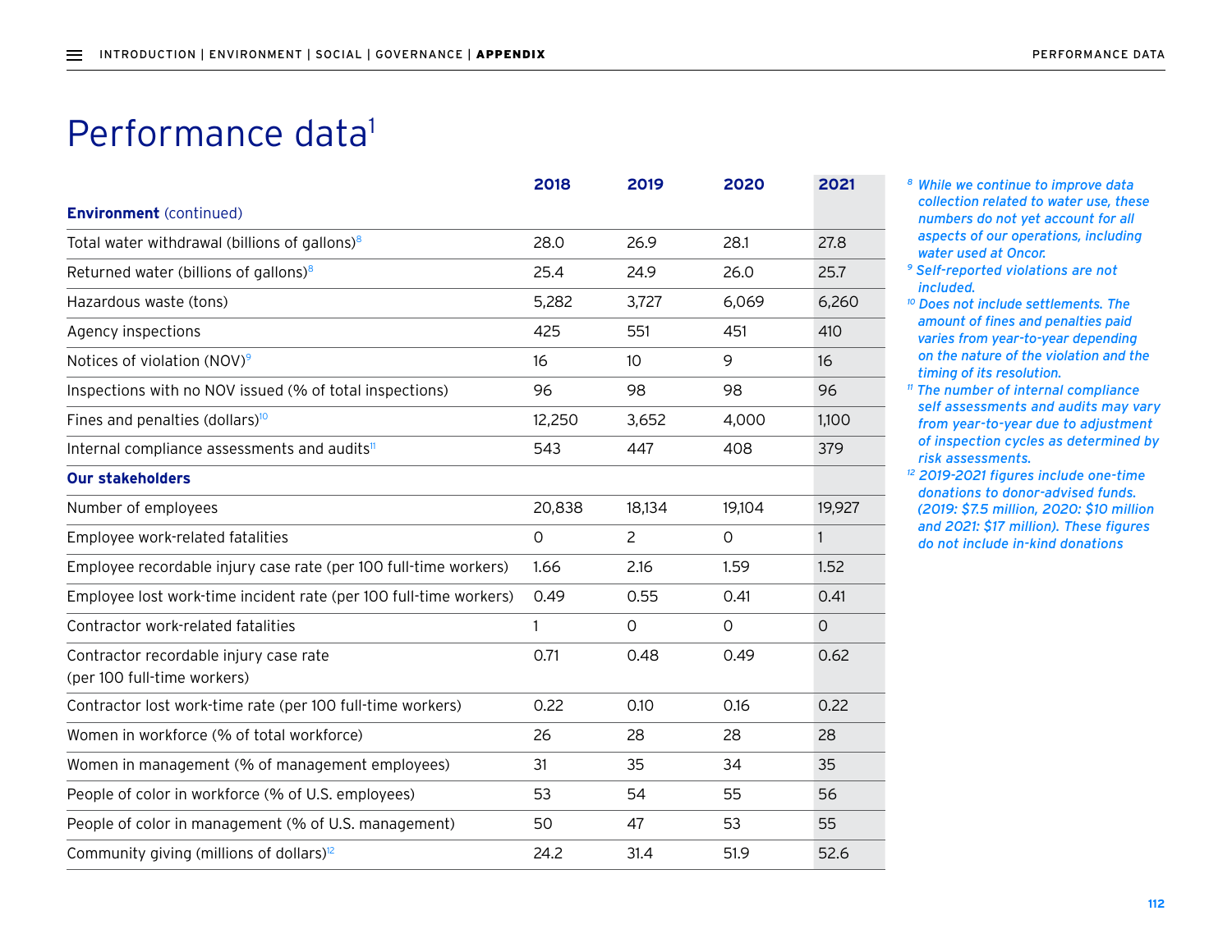# Performance data[1]

| | 2018 | 2019 | 2020 | 2021 |
|---|---|---|---|---|
| **Environment** (continued) | | | | |
| Total water withdrawal (billions of gallons)[8] | 28.0 | 26.9 | 28.1 | 27.8 |
| Returned water (billions of gallons)[8] | 25.4 | 24.9 | 26.0 | 25.7 |
| Hazardous waste (tons) | 5,282 | 3,727 | 6,069 | 6,260 |
| Agency inspections | 425 | 551 | 451 | 410 |
| Notices of violation (NOV)[9] | 16 | 10 | 9 | 16 |
| Inspections with no NOV issued (% of total inspections) | 96 | 98 | 98 | 96 |
| Fines and penalties (dollars)[10] | 12,250 | 3,652 | 4,000 | 1,100 |
| Internal compliance assessments and audits[11] | 543 | 447 | 408 | 379 |
| **Our stakeholders** | | | | |
| Number of employees | 20,838 | 18,134 | 19,104 | 19,927 |
| Employee work-related fatalities | 0 | 2 | 0 | 1 |
| Employee recordable injury case rate (per 100 full-time workers) | 1.66 | 2.16 | 1.59 | 1.52 |
| Employee lost work-time incident rate (per 100 full-time workers) | 0.49 | 0.55 | 0.41 | 0.41 |
| Contractor work-related fatalities | 1 | 0 | 0 | 0 |
| Contractor recordable injury case rate (per 100 full-time workers) | 0.71 | 0.48 | 0.49 | 0.62 |
| Contractor lost work-time rate (per 100 full-time workers) | 0.22 | 0.10 | 0.16 | 0.22 |
| Women in workforce (% of total workforce) | 26 | 28 | 28 | 28 |
| Women in management (% of management employees) | 31 | 35 | 34 | 35 |
| People of color in workforce (% of U.S. employees) | 53 | 54 | 55 | 56 |
| People of color in management (% of U.S. management) | 50 | 47 | 53 | 55 |
| Community giving (millions of dollars)[12] | 24.2 | 31.4 | 51.9 | 52.6 |

*[8] While we continue to improve data collection related to water use, these numbers do not yet account for all aspects of our operations, including water used at Oncor.*

*[9] Self-reported violations are not included.*

*[10] Does not include settlements. The amount of fines and penalties paid varies from year-to-year depending on the nature of the violation and the timing of its resolution.*

*[11] The number of internal compliance self assessments and audits may vary from year-to-year due to adjustment of inspection cycles as determined by risk assessments.*

*[12] 2019-2021 figures include one-time donations to donor-advised funds. (2019: $7.5 million, 2020: $10 million and 2021: $17 million). These figures do not include in-kind donations*